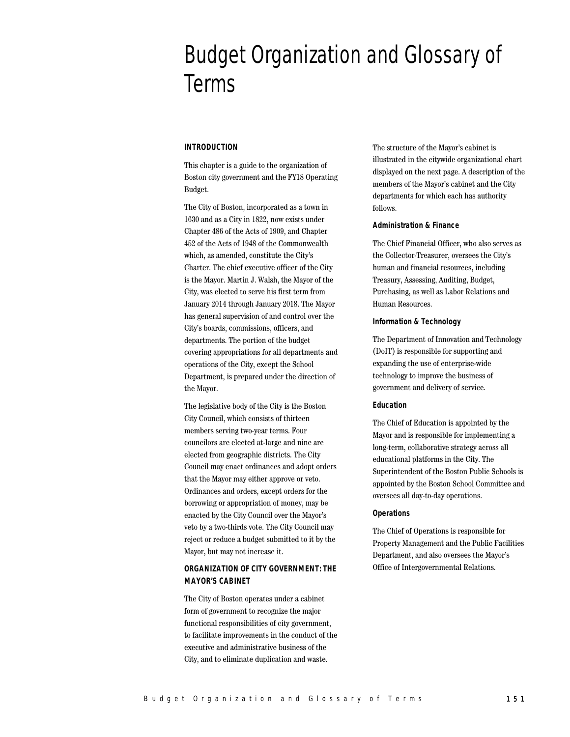# Budget Organization and Glossary of Terms

## INTRODUCTION

This chapter is a guide to the organization of Boston city government and the FY18 Operating Budget.

The City of Boston, incorporated as a town in 1630 and as a City in 1822, now exists under Chapter 486 of the Acts of 1909, and Chapter 452 of the Acts of 1948 of the Commonwealth which, as amended, constitute the City's Charter. The chief executive officer of the City is the Mayor. Martin J. Walsh, the Mayor of the City, was elected to serve his first term from January 2014 through January 2018. The Mayor has general supervision of and control over the City's boards, commissions, officers, and departments. The portion of the budget covering appropriations for all departments and operations of the City, except the School Department, is prepared under the direction of the Mayor.

The legislative body of the City is the Boston City Council, which consists of thirteen members serving two-year terms. Four councilors are elected at-large and nine are elected from geographic districts. The City Council may enact ordinances and adopt orders that the Mayor may either approve or veto. Ordinances and orders, except orders for the borrowing or appropriation of money, may be enacted by the City Council over the Mayor's veto by a two-thirds vote. The City Council may reject or reduce a budget submitted to it by the Mayor, but may not increase it.

## ORGANIZATION OF CITY GOVERNMENT: THE MAYOR'S CABINET

The City of Boston operates under a cabinet form of government to recognize the major functional responsibilities of city government, to facilitate improvements in the conduct of the executive and administrative business of the City, and to eliminate duplication and waste.

The structure of the Mayor's cabinet is illustrated in the citywide organizational chart displayed on the next page. A description of the members of the Mayor's cabinet and the City departments for which each has authority follows.

### Administration & Finance

The Chief Financial Officer, who also serves as the Collector-Treasurer, oversees the City's human and financial resources, including Treasury, Assessing, Auditing, Budget, Purchasing, as well as Labor Relations and Human Resources.

### Information & Technology

The Department of Innovation and Technology (DoIT) is responsible for supporting and expanding the use of enterprise-wide technology to improve the business of government and delivery of service.

### Education

The Chief of Education is appointed by the Mayor and is responsible for implementing a long-term, collaborative strategy across all educational platforms in the City. The Superintendent of the Boston Public Schools is appointed by the Boston School Committee and oversees all day-to-day operations.

### Operations

The Chief of Operations is responsible for Property Management and the Public Facilities Department, and also oversees the Mayor's Office of Intergovernmental Relations.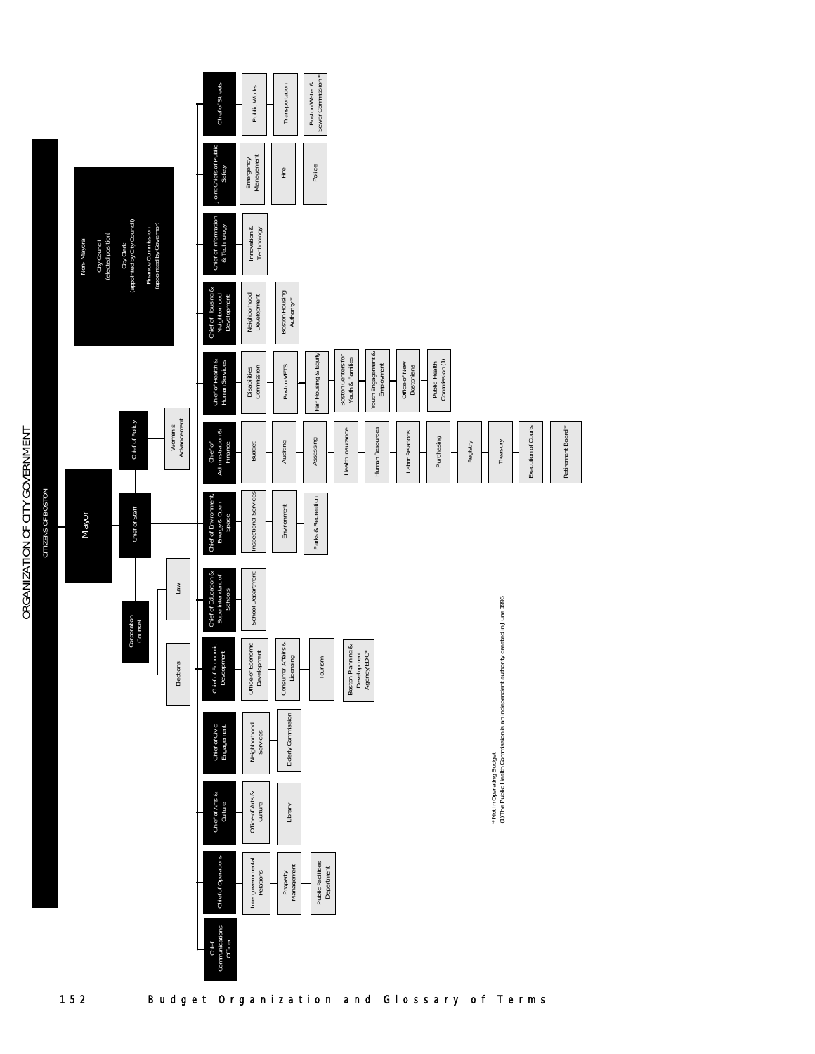# ORGANIZATION OF CITY GOVERNMENT

CITIZENS OF BOSTON

**Mayor**

**Non-Mayoral**
- City Council (elected position)
- City Clerk (appointed by City Council)
- Finance Commission (appointed by Governor)

**Chief of Policy**
- Women's Advancement

**Chief of Staff**

**Corporation Counsel**
- Law
- Elections

**Chief of Streets**
- Public Works
- Transportation
- Boston Water & Sewer Commission*

**Joint Chiefs of Public Safety**
- Emergency Management
- Fire
- Police

**Chief of Information & Technology**
- Innovation & Technology

**Chief of Housing & Neighborhood Development**
- Neighborhood Development
- Boston Housing Authority*

**Chief of Health & Human Services**
- Disabilities Commission
- Boston VETS
- Fair Housing & Equity
- Boston Centers for Youth & Families
- Youth Engagement & Employment
- Office of New Bostonians
- Public Health Commission (1)

**Chief of Administration & Finance**
- Budget
- Auditing
- Assessing
- Health Insurance
- Human Resources
- Labor Relations
- Purchasing
- Registry
- Treasury
- Execution of Courts
- Retirement Board*

**Chief of Environment, Energy & Open Space**
- Inspectional Services
- Environment
- Parks & Recreation

**Chief of Education & Superintendent of Schools**
- School Department

**Chief of Economic Development**
- Office of Economic Development
- Consumer Affairs & Licensing
- Tourism
- Boston Planning & Development Agency/EDIC*

**Chief of Civic Engagement**
- Neighborhood Services
- Elderly Commission

**Chief of Arts & Culture**
- Office of Arts & Culture
- Library

**Chief of Operations**
- Intergovernmental Relations
- Property Management
- Public Facilities Department

**Chief Communications Officer**

\* Not in Operating Budget
(1) The Public Health Commission is an independent authority created in June 1996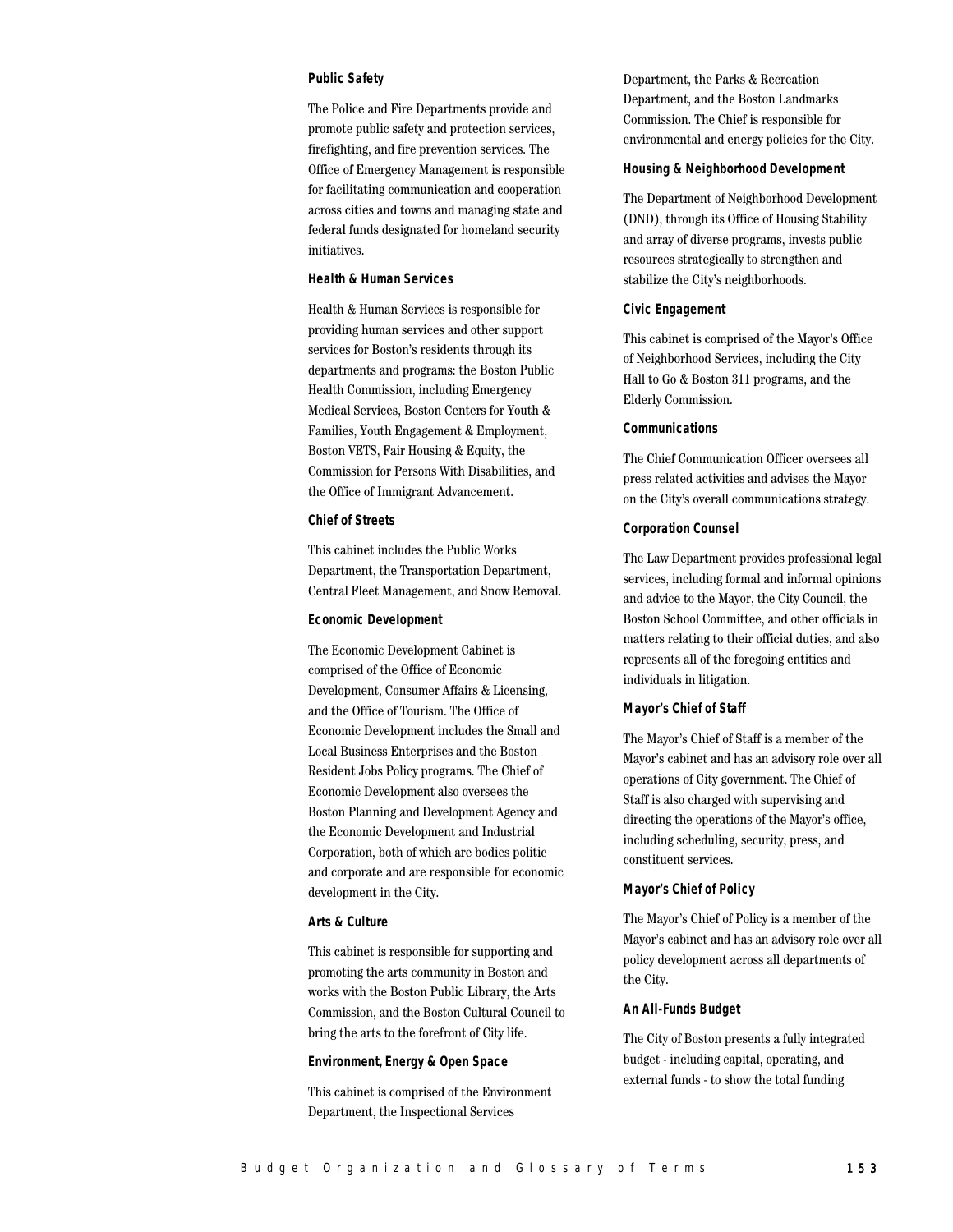#### Public Safety

The Police and Fire Departments provide and promote public safety and protection services, firefighting, and fire prevention services. The Office of Emergency Management is responsible for facilitating communication and cooperation across cities and towns and managing state and federal funds designated for homeland security initiatives.

#### Health & Human Services

Health & Human Services is responsible for providing human services and other support services for Boston's residents through its departments and programs: the Boston Public Health Commission, including Emergency Medical Services, Boston Centers for Youth & Families, Youth Engagement & Employment, Boston VETS, Fair Housing & Equity, the Commission for Persons With Disabilities, and the Office of Immigrant Advancement.

#### Chief of Streets

This cabinet includes the Public Works Department, the Transportation Department, Central Fleet Management, and Snow Removal.

#### Economic Development

The Economic Development Cabinet is comprised of the Office of Economic Development, Consumer Affairs & Licensing, and the Office of Tourism. The Office of Economic Development includes the Small and Local Business Enterprises and the Boston Resident Jobs Policy programs. The Chief of Economic Development also oversees the Boston Planning and Development Agency and the Economic Development and Industrial Corporation, both of which are bodies politic and corporate and are responsible for economic development in the City.

#### Arts & Culture

This cabinet is responsible for supporting and promoting the arts community in Boston and works with the Boston Public Library, the Arts Commission, and the Boston Cultural Council to bring the arts to the forefront of City life.

#### Environment, Energy & Open Space

This cabinet is comprised of the Environment Department, the Inspectional Services Department, the Parks & Recreation Department, and the Boston Landmarks Commission. The Chief is responsible for environmental and energy policies for the City.

#### Housing & Neighborhood Development

The Department of Neighborhood Development (DND), through its Office of Housing Stability and array of diverse programs, invests public resources strategically to strengthen and stabilize the City's neighborhoods.

#### Civic Engagement

This cabinet is comprised of the Mayor's Office of Neighborhood Services, including the City Hall to Go & Boston 311 programs, and the Elderly Commission.

#### Communications

The Chief Communication Officer oversees all press related activities and advises the Mayor on the City's overall communications strategy.

#### Corporation Counsel

The Law Department provides professional legal services, including formal and informal opinions and advice to the Mayor, the City Council, the Boston School Committee, and other officials in matters relating to their official duties, and also represents all of the foregoing entities and individuals in litigation.

#### Mayor's Chief of Staff

The Mayor's Chief of Staff is a member of the Mayor's cabinet and has an advisory role over all operations of City government. The Chief of Staff is also charged with supervising and directing the operations of the Mayor's office, including scheduling, security, press, and constituent services.

#### Mayor's Chief of Policy

The Mayor's Chief of Policy is a member of the Mayor's cabinet and has an advisory role over all policy development across all departments of the City.

#### An All-Funds Budget

The City of Boston presents a fully integrated budget - including capital, operating, and external funds - to show the total funding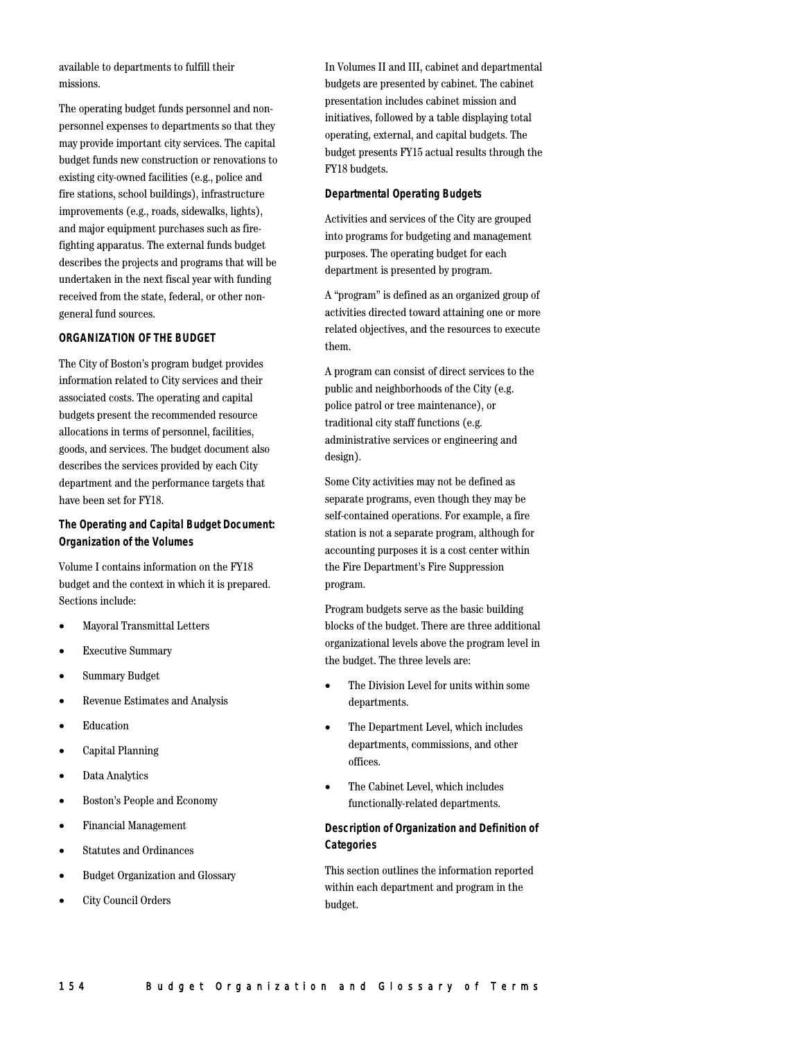available to departments to fulfill their missions.

The operating budget funds personnel and non-personnel expenses to departments so that they may provide important city services. The capital budget funds new construction or renovations to existing city-owned facilities (e.g., police and fire stations, school buildings), infrastructure improvements (e.g., roads, sidewalks, lights), and major equipment purchases such as fire-fighting apparatus. The external funds budget describes the projects and programs that will be undertaken in the next fiscal year with funding received from the state, federal, or other non-general fund sources.

## ORGANIZATION OF THE BUDGET

The City of Boston's program budget provides information related to City services and their associated costs. The operating and capital budgets present the recommended resource allocations in terms of personnel, facilities, goods, and services. The budget document also describes the services provided by each City department and the performance targets that have been set for FY18.

### The Operating and Capital Budget Document: Organization of the Volumes

Volume I contains information on the FY18 budget and the context in which it is prepared. Sections include:

- Mayoral Transmittal Letters
- Executive Summary
- Summary Budget
- Revenue Estimates and Analysis
- Education
- Capital Planning
- Data Analytics
- Boston's People and Economy
- Financial Management
- Statutes and Ordinances
- Budget Organization and Glossary
- City Council Orders

In Volumes II and III, cabinet and departmental budgets are presented by cabinet. The cabinet presentation includes cabinet mission and initiatives, followed by a table displaying total operating, external, and capital budgets. The budget presents FY15 actual results through the FY18 budgets.

### Departmental Operating Budgets

Activities and services of the City are grouped into programs for budgeting and management purposes. The operating budget for each department is presented by program.

A "program" is defined as an organized group of activities directed toward attaining one or more related objectives, and the resources to execute them.

A program can consist of direct services to the public and neighborhoods of the City (e.g. police patrol or tree maintenance), or traditional city staff functions (e.g. administrative services or engineering and design).

Some City activities may not be defined as separate programs, even though they may be self-contained operations. For example, a fire station is not a separate program, although for accounting purposes it is a cost center within the Fire Department's Fire Suppression program.

Program budgets serve as the basic building blocks of the budget. There are three additional organizational levels above the program level in the budget. The three levels are:

- The Division Level for units within some departments.
- The Department Level, which includes departments, commissions, and other offices.
- The Cabinet Level, which includes functionally-related departments.

### Description of Organization and Definition of Categories

This section outlines the information reported within each department and program in the budget.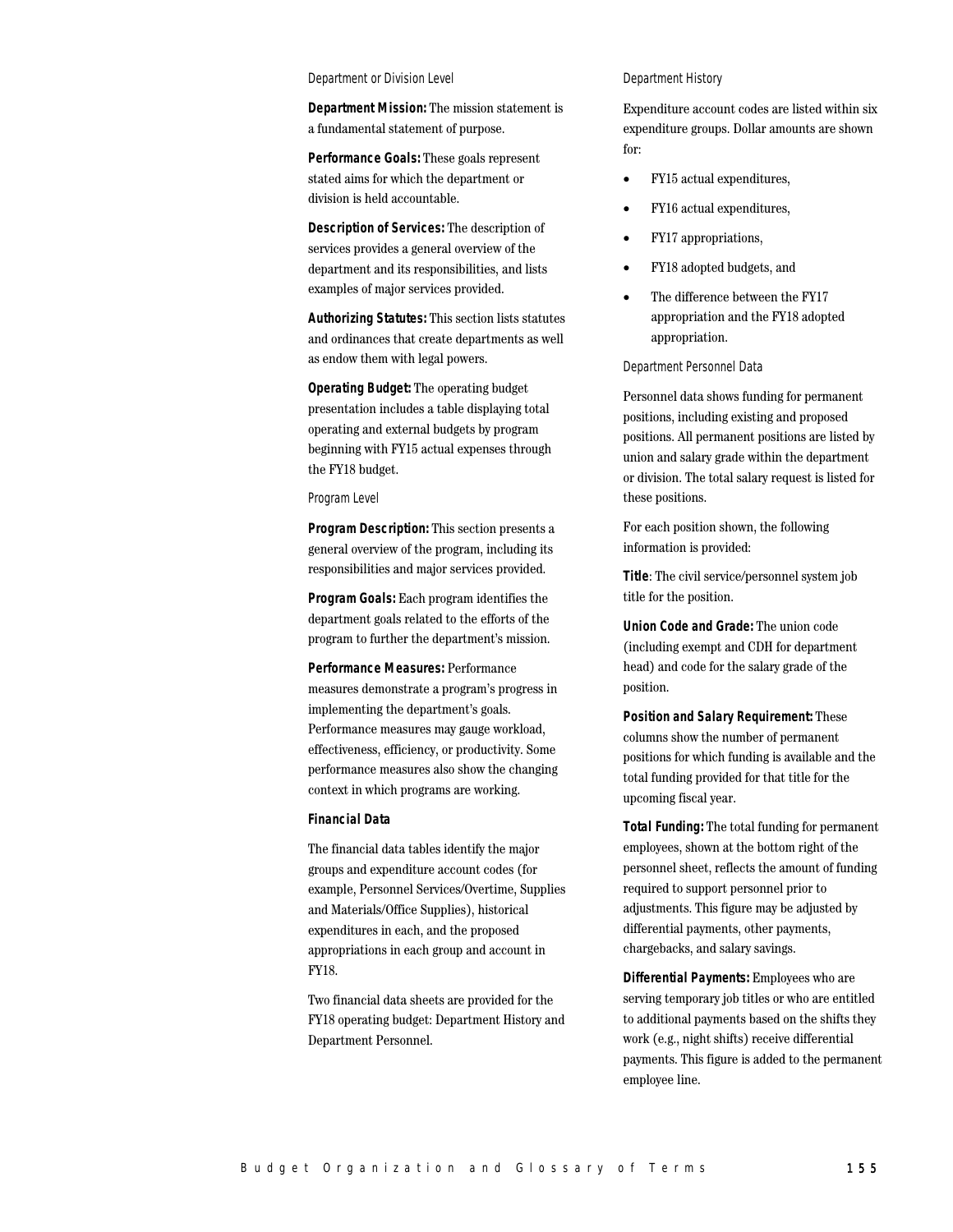### Department or Division Level

**Department Mission:** The mission statement is a fundamental statement of purpose.

**Performance Goals:** These goals represent stated aims for which the department or division is held accountable.

**Description of Services:** The description of services provides a general overview of the department and its responsibilities, and lists examples of major services provided.

**Authorizing Statutes:** This section lists statutes and ordinances that create departments as well as endow them with legal powers.

**Operating Budget:** The operating budget presentation includes a table displaying total operating and external budgets by program beginning with FY15 actual expenses through the FY18 budget.

### Program Level

**Program Description:** This section presents a general overview of the program, including its responsibilities and major services provided.

**Program Goals:** Each program identifies the department goals related to the efforts of the program to further the department's mission.

**Performance Measures:** Performance measures demonstrate a program's progress in implementing the department's goals. Performance measures may gauge workload, effectiveness, efficiency, or productivity. Some performance measures also show the changing context in which programs are working.

### Financial Data

The financial data tables identify the major groups and expenditure account codes (for example, Personnel Services/Overtime, Supplies and Materials/Office Supplies), historical expenditures in each, and the proposed appropriations in each group and account in FY18.

Two financial data sheets are provided for the FY18 operating budget: Department History and Department Personnel.

### Department History

Expenditure account codes are listed within six expenditure groups. Dollar amounts are shown for:

- FY15 actual expenditures,
- FY16 actual expenditures,
- FY17 appropriations,
- FY18 adopted budgets, and
- The difference between the FY17 appropriation and the FY18 adopted appropriation.

### Department Personnel Data

Personnel data shows funding for permanent positions, including existing and proposed positions. All permanent positions are listed by union and salary grade within the department or division. The total salary request is listed for these positions.

For each position shown, the following information is provided:

**Title**: The civil service/personnel system job title for the position.

**Union Code and Grade:** The union code (including exempt and CDH for department head) and code for the salary grade of the position.

**Position and Salary Requirement:** These columns show the number of permanent positions for which funding is available and the total funding provided for that title for the upcoming fiscal year.

**Total Funding:** The total funding for permanent employees, shown at the bottom right of the personnel sheet, reflects the amount of funding required to support personnel prior to adjustments. This figure may be adjusted by differential payments, other payments, chargebacks, and salary savings.

**Differential Payments:** Employees who are serving temporary job titles or who are entitled to additional payments based on the shifts they work (e.g., night shifts) receive differential payments. This figure is added to the permanent employee line.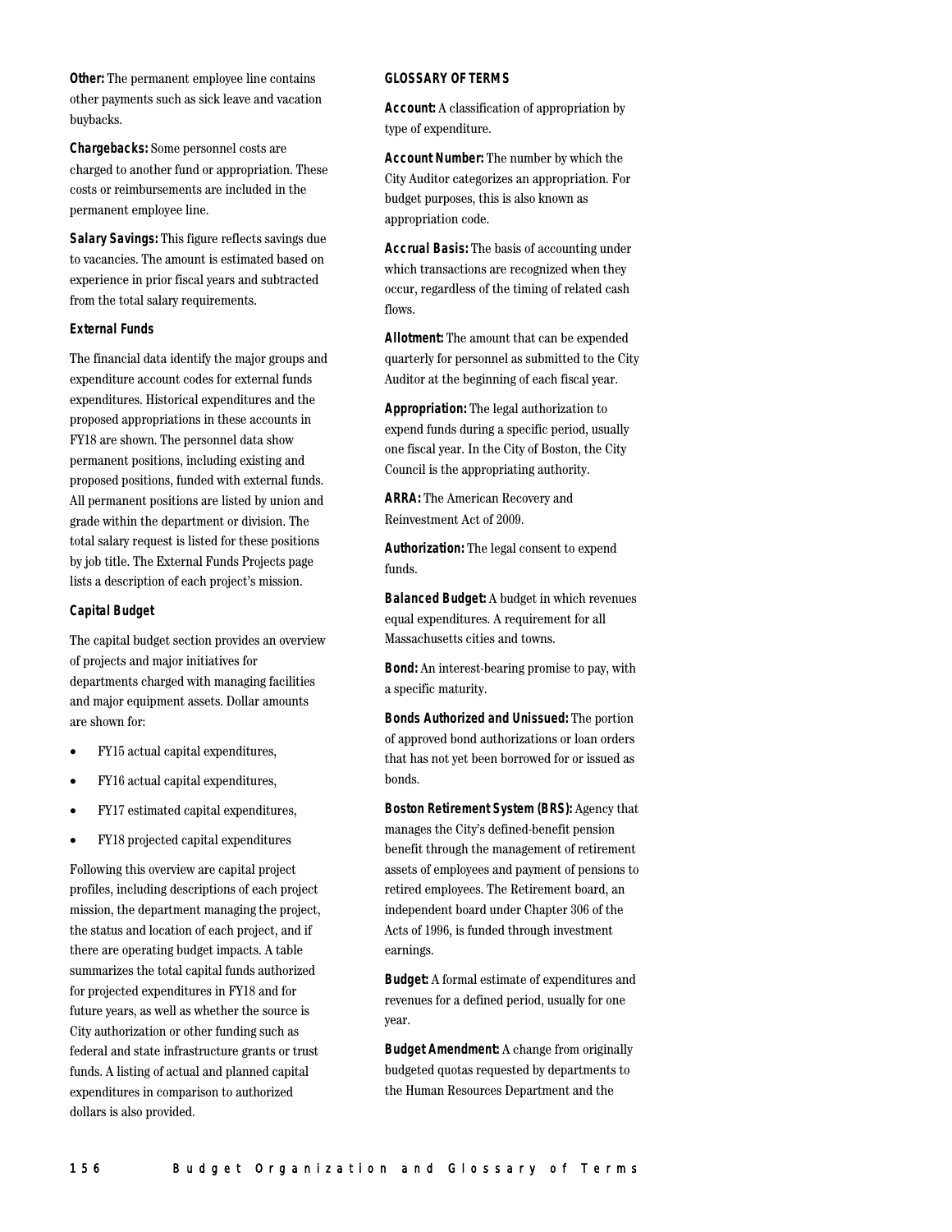**Other:** The permanent employee line contains other payments such as sick leave and vacation buybacks.

**Chargebacks:** Some personnel costs are charged to another fund or appropriation. These costs or reimbursements are included in the permanent employee line.

**Salary Savings:** This figure reflects savings due to vacancies. The amount is estimated based on experience in prior fiscal years and subtracted from the total salary requirements.

### External Funds

The financial data identify the major groups and expenditure account codes for external funds expenditures. Historical expenditures and the proposed appropriations in these accounts in FY18 are shown. The personnel data show permanent positions, including existing and proposed positions, funded with external funds. All permanent positions are listed by union and grade within the department or division. The total salary request is listed for these positions by job title. The External Funds Projects page lists a description of each project's mission.

### Capital Budget

The capital budget section provides an overview of projects and major initiatives for departments charged with managing facilities and major equipment assets. Dollar amounts are shown for:

- FY15 actual capital expenditures,
- FY16 actual capital expenditures,
- FY17 estimated capital expenditures,
- FY18 projected capital expenditures

Following this overview are capital project profiles, including descriptions of each project mission, the department managing the project, the status and location of each project, and if there are operating budget impacts. A table summarizes the total capital funds authorized for projected expenditures in FY18 and for future years, as well as whether the source is City authorization or other funding such as federal and state infrastructure grants or trust funds. A listing of actual and planned capital expenditures in comparison to authorized dollars is also provided.

## GLOSSARY OF TERMS

**Account:** A classification of appropriation by type of expenditure.

**Account Number:** The number by which the City Auditor categorizes an appropriation. For budget purposes, this is also known as appropriation code.

**Accrual Basis:** The basis of accounting under which transactions are recognized when they occur, regardless of the timing of related cash flows.

**Allotment:** The amount that can be expended quarterly for personnel as submitted to the City Auditor at the beginning of each fiscal year.

**Appropriation:** The legal authorization to expend funds during a specific period, usually one fiscal year. In the City of Boston, the City Council is the appropriating authority.

**ARRA:** The American Recovery and Reinvestment Act of 2009.

**Authorization:** The legal consent to expend funds.

**Balanced Budget:** A budget in which revenues equal expenditures. A requirement for all Massachusetts cities and towns.

**Bond:** An interest-bearing promise to pay, with a specific maturity.

**Bonds Authorized and Unissued:** The portion of approved bond authorizations or loan orders that has not yet been borrowed for or issued as bonds.

**Boston Retirement System (BRS):** Agency that manages the City's defined-benefit pension benefit through the management of retirement assets of employees and payment of pensions to retired employees. The Retirement board, an independent board under Chapter 306 of the Acts of 1996, is funded through investment earnings.

**Budget:** A formal estimate of expenditures and revenues for a defined period, usually for one year.

**Budget Amendment:** A change from originally budgeted quotas requested by departments to the Human Resources Department and the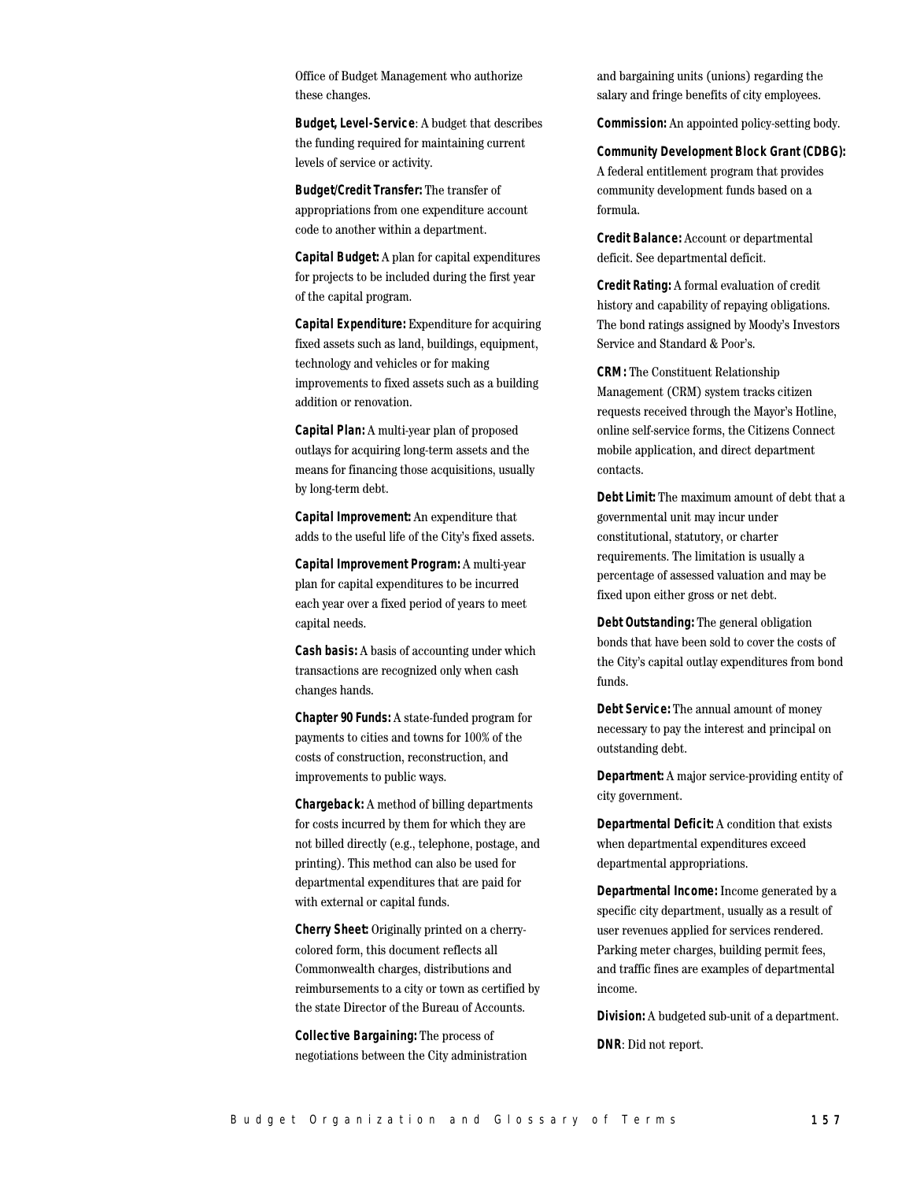Office of Budget Management who authorize these changes.

**Budget, Level-Service**: A budget that describes the funding required for maintaining current levels of service or activity.

**Budget/Credit Transfer:** The transfer of appropriations from one expenditure account code to another within a department.

**Capital Budget:** A plan for capital expenditures for projects to be included during the first year of the capital program.

**Capital Expenditure:** Expenditure for acquiring fixed assets such as land, buildings, equipment, technology and vehicles or for making improvements to fixed assets such as a building addition or renovation.

**Capital Plan:** A multi-year plan of proposed outlays for acquiring long-term assets and the means for financing those acquisitions, usually by long-term debt.

**Capital Improvement:** An expenditure that adds to the useful life of the City's fixed assets.

**Capital Improvement Program:** A multi-year plan for capital expenditures to be incurred each year over a fixed period of years to meet capital needs.

**Cash basis:** A basis of accounting under which transactions are recognized only when cash changes hands.

**Chapter 90 Funds:** A state-funded program for payments to cities and towns for 100% of the costs of construction, reconstruction, and improvements to public ways.

**Chargeback:** A method of billing departments for costs incurred by them for which they are not billed directly (e.g., telephone, postage, and printing). This method can also be used for departmental expenditures that are paid for with external or capital funds.

**Cherry Sheet:** Originally printed on a cherry-colored form, this document reflects all Commonwealth charges, distributions and reimbursements to a city or town as certified by the state Director of the Bureau of Accounts.

**Collective Bargaining:** The process of negotiations between the City administration and bargaining units (unions) regarding the salary and fringe benefits of city employees.

**Commission:** An appointed policy-setting body.

**Community Development Block Grant (CDBG):** A federal entitlement program that provides community development funds based on a formula.

**Credit Balance:** Account or departmental deficit. See departmental deficit.

**Credit Rating:** A formal evaluation of credit history and capability of repaying obligations. The bond ratings assigned by Moody's Investors Service and Standard & Poor's.

**CRM:** The Constituent Relationship Management (CRM) system tracks citizen requests received through the Mayor's Hotline, online self-service forms, the Citizens Connect mobile application, and direct department contacts.

**Debt Limit:** The maximum amount of debt that a governmental unit may incur under constitutional, statutory, or charter requirements. The limitation is usually a percentage of assessed valuation and may be fixed upon either gross or net debt.

**Debt Outstanding:** The general obligation bonds that have been sold to cover the costs of the City's capital outlay expenditures from bond funds.

**Debt Service:** The annual amount of money necessary to pay the interest and principal on outstanding debt.

**Department:** A major service-providing entity of city government.

**Departmental Deficit:** A condition that exists when departmental expenditures exceed departmental appropriations.

**Departmental Income:** Income generated by a specific city department, usually as a result of user revenues applied for services rendered. Parking meter charges, building permit fees, and traffic fines are examples of departmental income.

**Division:** A budgeted sub-unit of a department.

**DNR**: Did not report.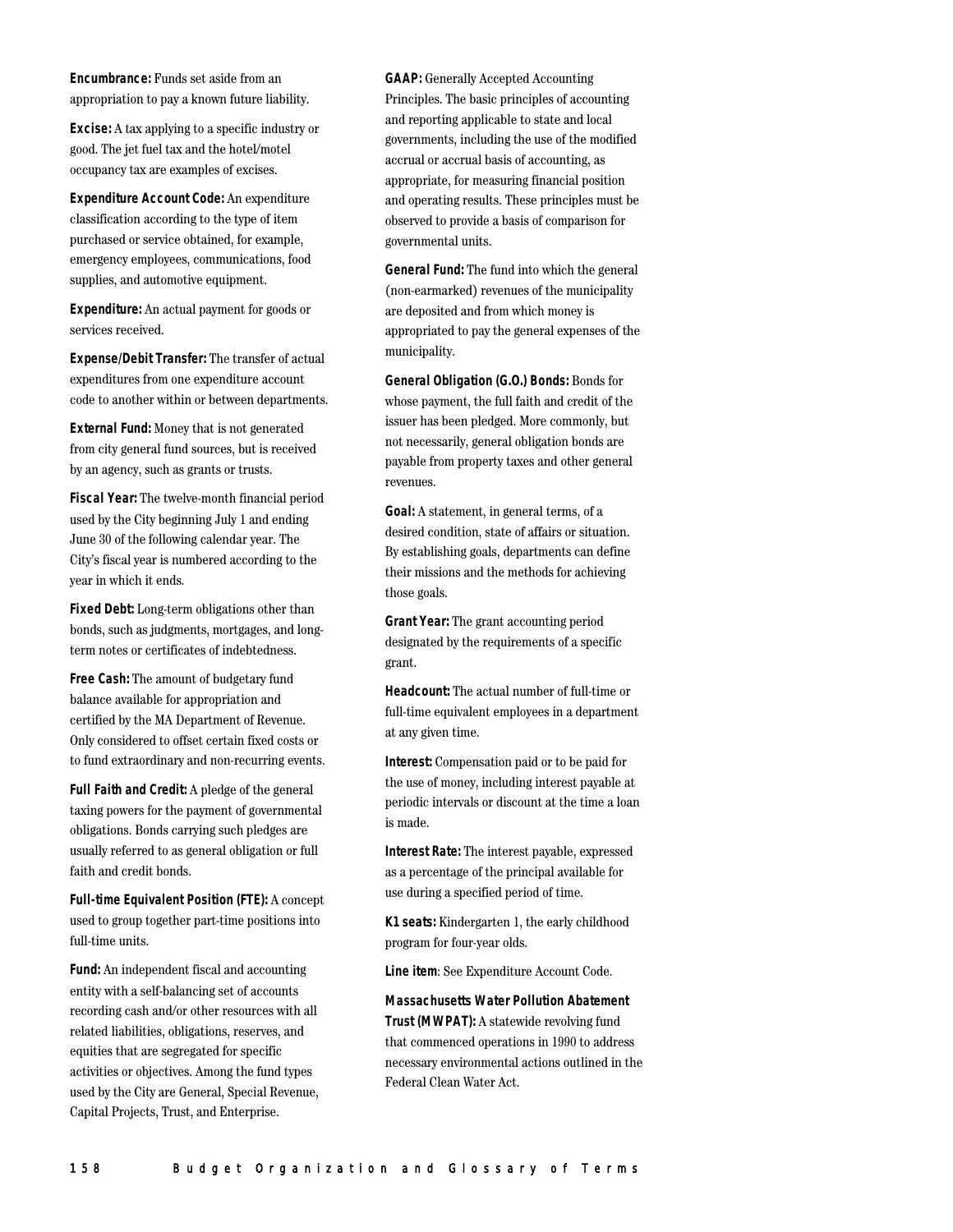**Encumbrance:** Funds set aside from an appropriation to pay a known future liability.

**Excise:** A tax applying to a specific industry or good. The jet fuel tax and the hotel/motel occupancy tax are examples of excises.

**Expenditure Account Code:** An expenditure classification according to the type of item purchased or service obtained, for example, emergency employees, communications, food supplies, and automotive equipment.

**Expenditure:** An actual payment for goods or services received.

**Expense/Debit Transfer:** The transfer of actual expenditures from one expenditure account code to another within or between departments.

**External Fund:** Money that is not generated from city general fund sources, but is received by an agency, such as grants or trusts.

**Fiscal Year:** The twelve-month financial period used by the City beginning July 1 and ending June 30 of the following calendar year. The City's fiscal year is numbered according to the year in which it ends.

**Fixed Debt:** Long-term obligations other than bonds, such as judgments, mortgages, and long-term notes or certificates of indebtedness.

**Free Cash:** The amount of budgetary fund balance available for appropriation and certified by the MA Department of Revenue. Only considered to offset certain fixed costs or to fund extraordinary and non-recurring events.

**Full Faith and Credit:** A pledge of the general taxing powers for the payment of governmental obligations. Bonds carrying such pledges are usually referred to as general obligation or full faith and credit bonds.

**Full-time Equivalent Position (FTE):** A concept used to group together part-time positions into full-time units.

**Fund:** An independent fiscal and accounting entity with a self-balancing set of accounts recording cash and/or other resources with all related liabilities, obligations, reserves, and equities that are segregated for specific activities or objectives. Among the fund types used by the City are General, Special Revenue, Capital Projects, Trust, and Enterprise.

**GAAP:** Generally Accepted Accounting Principles. The basic principles of accounting and reporting applicable to state and local governments, including the use of the modified accrual or accrual basis of accounting, as appropriate, for measuring financial position and operating results. These principles must be observed to provide a basis of comparison for governmental units.

**General Fund:** The fund into which the general (non-earmarked) revenues of the municipality are deposited and from which money is appropriated to pay the general expenses of the municipality.

**General Obligation (G.O.) Bonds:** Bonds for whose payment, the full faith and credit of the issuer has been pledged. More commonly, but not necessarily, general obligation bonds are payable from property taxes and other general revenues.

**Goal:** A statement, in general terms, of a desired condition, state of affairs or situation. By establishing goals, departments can define their missions and the methods for achieving those goals.

**Grant Year:** The grant accounting period designated by the requirements of a specific grant.

**Headcount:** The actual number of full-time or full-time equivalent employees in a department at any given time.

**Interest:** Compensation paid or to be paid for the use of money, including interest payable at periodic intervals or discount at the time a loan is made.

**Interest Rate:** The interest payable, expressed as a percentage of the principal available for use during a specified period of time.

**K1 seats:** Kindergarten 1, the early childhood program for four-year olds.

**Line item**: See Expenditure Account Code.

**Massachusetts Water Pollution Abatement Trust (MWPAT):** A statewide revolving fund that commenced operations in 1990 to address necessary environmental actions outlined in the Federal Clean Water Act.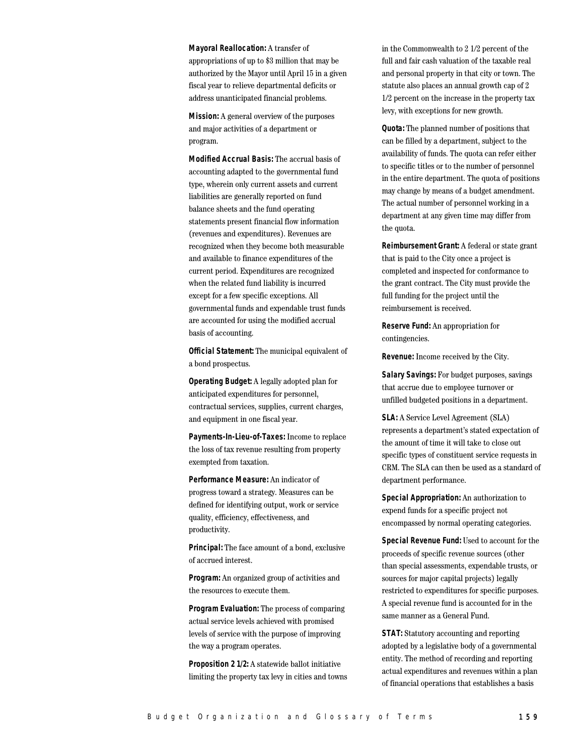**Mayoral Reallocation:** A transfer of appropriations of up to $3 million that may be authorized by the Mayor until April 15 in a given fiscal year to relieve departmental deficits or address unanticipated financial problems.

**Mission:** A general overview of the purposes and major activities of a department or program.

**Modified Accrual Basis:** The accrual basis of accounting adapted to the governmental fund type, wherein only current assets and current liabilities are generally reported on fund balance sheets and the fund operating statements present financial flow information (revenues and expenditures). Revenues are recognized when they become both measurable and available to finance expenditures of the current period. Expenditures are recognized when the related fund liability is incurred except for a few specific exceptions. All governmental funds and expendable trust funds are accounted for using the modified accrual basis of accounting.

**Official Statement:** The municipal equivalent of a bond prospectus.

**Operating Budget:** A legally adopted plan for anticipated expenditures for personnel, contractual services, supplies, current charges, and equipment in one fiscal year.

**Payments-In-Lieu-of-Taxes:** Income to replace the loss of tax revenue resulting from property exempted from taxation.

**Performance Measure:** An indicator of progress toward a strategy. Measures can be defined for identifying output, work or service quality, efficiency, effectiveness, and productivity.

**Principal:** The face amount of a bond, exclusive of accrued interest.

**Program:** An organized group of activities and the resources to execute them.

**Program Evaluation:** The process of comparing actual service levels achieved with promised levels of service with the purpose of improving the way a program operates.

**Proposition 2 1/2:** A statewide ballot initiative limiting the property tax levy in cities and towns in the Commonwealth to 2 1/2 percent of the full and fair cash valuation of the taxable real and personal property in that city or town. The statute also places an annual growth cap of 2 1/2 percent on the increase in the property tax levy, with exceptions for new growth.

**Quota:** The planned number of positions that can be filled by a department, subject to the availability of funds. The quota can refer either to specific titles or to the number of personnel in the entire department. The quota of positions may change by means of a budget amendment. The actual number of personnel working in a department at any given time may differ from the quota.

**Reimbursement Grant:** A federal or state grant that is paid to the City once a project is completed and inspected for conformance to the grant contract. The City must provide the full funding for the project until the reimbursement is received.

**Reserve Fund:** An appropriation for contingencies.

**Revenue:** Income received by the City.

**Salary Savings:** For budget purposes, savings that accrue due to employee turnover or unfilled budgeted positions in a department.

**SLA:** A Service Level Agreement (SLA) represents a department's stated expectation of the amount of time it will take to close out specific types of constituent service requests in CRM. The SLA can then be used as a standard of department performance.

**Special Appropriation:** An authorization to expend funds for a specific project not encompassed by normal operating categories.

**Special Revenue Fund:** Used to account for the proceeds of specific revenue sources (other than special assessments, expendable trusts, or sources for major capital projects) legally restricted to expenditures for specific purposes. A special revenue fund is accounted for in the same manner as a General Fund.

**STAT:** Statutory accounting and reporting adopted by a legislative body of a governmental entity. The method of recording and reporting actual expenditures and revenues within a plan of financial operations that establishes a basis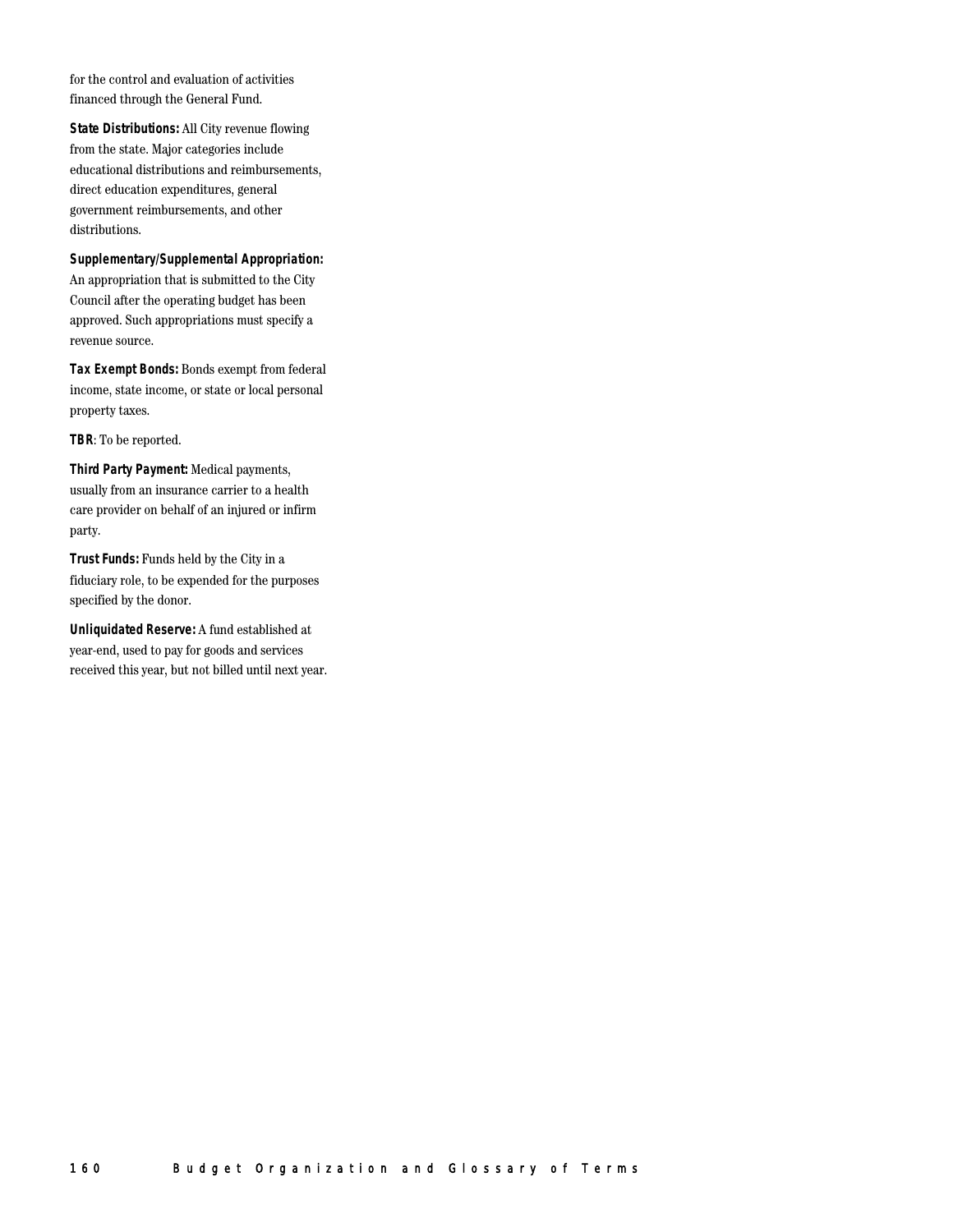for the control and evaluation of activities financed through the General Fund.

**State Distributions:** All City revenue flowing from the state. Major categories include educational distributions and reimbursements, direct education expenditures, general government reimbursements, and other distributions.

**Supplementary/Supplemental Appropriation:** An appropriation that is submitted to the City Council after the operating budget has been approved. Such appropriations must specify a revenue source.

**Tax Exempt Bonds:** Bonds exempt from federal income, state income, or state or local personal property taxes.

**TBR**: To be reported.

**Third Party Payment:** Medical payments, usually from an insurance carrier to a health care provider on behalf of an injured or infirm party.

**Trust Funds:** Funds held by the City in a fiduciary role, to be expended for the purposes specified by the donor.

**Unliquidated Reserve:** A fund established at year-end, used to pay for goods and services received this year, but not billed until next year.